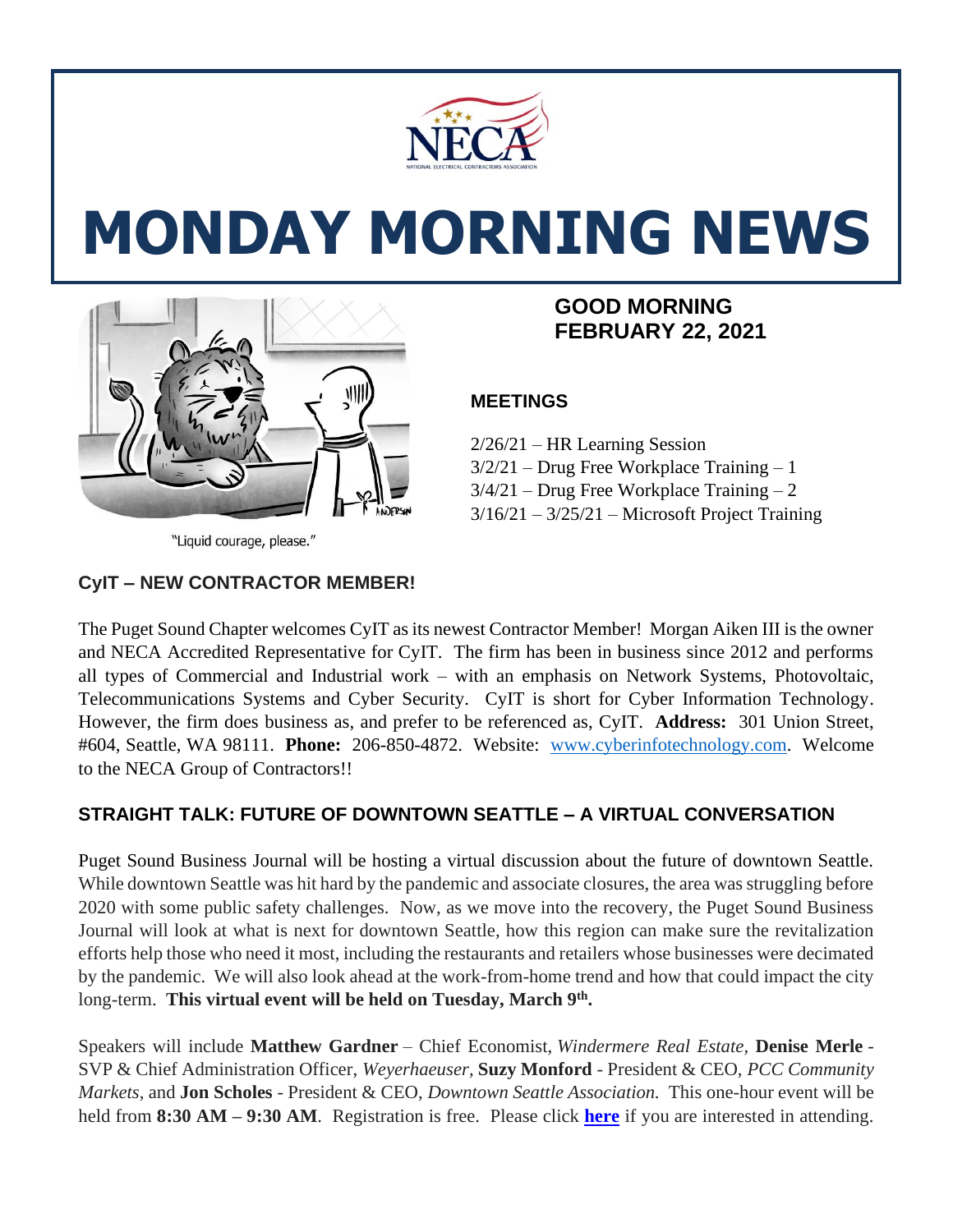# MONDAY MORNING NEWS

"Liquid courage, please."

## GOOD MORNING FEBRUARY 22, 2021

### MEETINGS

2/26/21 – HR Learning Session
3/2/21 – Drug Free Workplace Training – 1
3/4/21 – Drug Free Workplace Training – 2
3/16/21 – 3/25/21 – Microsoft Project Training

### CyIT – NEW CONTRACTOR MEMBER!

The Puget Sound Chapter welcomes CyIT as its newest Contractor Member! Morgan Aiken III is the owner and NECA Accredited Representative for CyIT. The firm has been in business since 2012 and performs all types of Commercial and Industrial work – with an emphasis on Network Systems, Photovoltaic, Telecommunications Systems and Cyber Security. CyIT is short for Cyber Information Technology. However, the firm does business as, and prefer to be referenced as, CyIT. **Address:** 301 Union Street, #604, Seattle, WA 98111. **Phone:** 206-850-4872. Website: www.cyberinfotechnology.com. Welcome to the NECA Group of Contractors!!

### STRAIGHT TALK: FUTURE OF DOWNTOWN SEATTLE – A VIRTUAL CONVERSATION

Puget Sound Business Journal will be hosting a virtual discussion about the future of downtown Seattle. While downtown Seattle was hit hard by the pandemic and associate closures, the area was struggling before 2020 with some public safety challenges. Now, as we move into the recovery, the Puget Sound Business Journal will look at what is next for downtown Seattle, how this region can make sure the revitalization efforts help those who need it most, including the restaurants and retailers whose businesses were decimated by the pandemic. We will also look ahead at the work-from-home trend and how that could impact the city long-term. **This virtual event will be held on Tuesday, March 9th.**

Speakers will include **Matthew Gardner** – Chief Economist, *Windermere Real Estate,* **Denise Merle** - SVP & Chief Administration Officer, *Weyerhaeuser,* **Suzy Monford** - President & CEO, *PCC Community Markets,* and **Jon Scholes** - President & CEO, *Downtown Seattle Association.* This one-hour event will be held from **8:30 AM – 9:30 AM**. Registration is free. Please click **here** if you are interested in attending.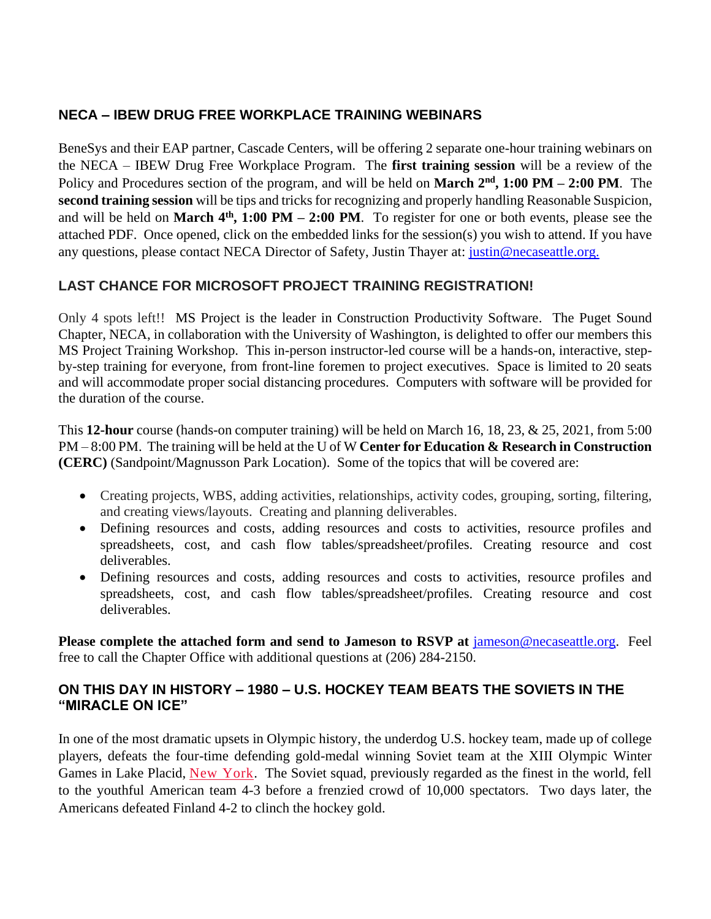## NECA – IBEW DRUG FREE WORKPLACE TRAINING WEBINARS

BeneSys and their EAP partner, Cascade Centers, will be offering 2 separate one-hour training webinars on the NECA – IBEW Drug Free Workplace Program. The **first training session** will be a review of the Policy and Procedures section of the program, and will be held on **March 2nd, 1:00 PM – 2:00 PM**. The **second training session** will be tips and tricks for recognizing and properly handling Reasonable Suspicion, and will be held on **March 4th, 1:00 PM – 2:00 PM**. To register for one or both events, please see the attached PDF. Once opened, click on the embedded links for the session(s) you wish to attend. If you have any questions, please contact NECA Director of Safety, Justin Thayer at: justin@necaseattle.org.

## LAST CHANCE FOR MICROSOFT PROJECT TRAINING REGISTRATION!

Only 4 spots left!! MS Project is the leader in Construction Productivity Software. The Puget Sound Chapter, NECA, in collaboration with the University of Washington, is delighted to offer our members this MS Project Training Workshop. This in-person instructor-led course will be a hands-on, interactive, step-by-step training for everyone, from front-line foremen to project executives. Space is limited to 20 seats and will accommodate proper social distancing procedures. Computers with software will be provided for the duration of the course.

This **12-hour** course (hands-on computer training) will be held on March 16, 18, 23, & 25, 2021, from 5:00 PM – 8:00 PM. The training will be held at the U of W **Center for Education & Research in Construction (CERC)** (Sandpoint/Magnusson Park Location). Some of the topics that will be covered are:

- Creating projects, WBS, adding activities, relationships, activity codes, grouping, sorting, filtering, and creating views/layouts. Creating and planning deliverables.
- Defining resources and costs, adding resources and costs to activities, resource profiles and spreadsheets, cost, and cash flow tables/spreadsheet/profiles. Creating resource and cost deliverables.
- Defining resources and costs, adding resources and costs to activities, resource profiles and spreadsheets, cost, and cash flow tables/spreadsheet/profiles. Creating resource and cost deliverables.

**Please complete the attached form and send to Jameson to RSVP at** jameson@necaseattle.org. Feel free to call the Chapter Office with additional questions at (206) 284-2150.

## ON THIS DAY IN HISTORY – 1980 – U.S. HOCKEY TEAM BEATS THE SOVIETS IN THE "MIRACLE ON ICE"

In one of the most dramatic upsets in Olympic history, the underdog U.S. hockey team, made up of college players, defeats the four-time defending gold-medal winning Soviet team at the XIII Olympic Winter Games in Lake Placid, New York. The Soviet squad, previously regarded as the finest in the world, fell to the youthful American team 4-3 before a frenzied crowd of 10,000 spectators. Two days later, the Americans defeated Finland 4-2 to clinch the hockey gold.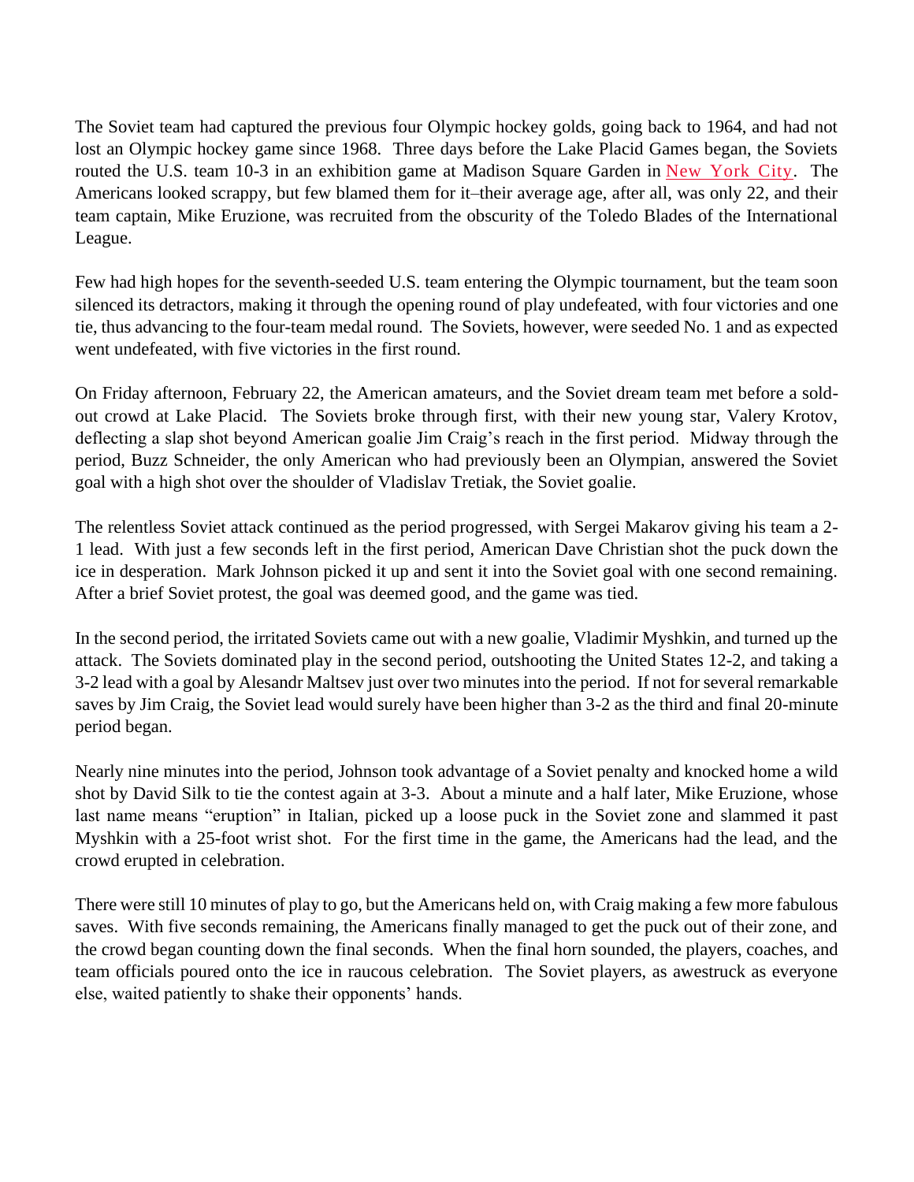The Soviet team had captured the previous four Olympic hockey golds, going back to 1964, and had not lost an Olympic hockey game since 1968. Three days before the Lake Placid Games began, the Soviets routed the U.S. team 10-3 in an exhibition game at Madison Square Garden in New York City. The Americans looked scrappy, but few blamed them for it–their average age, after all, was only 22, and their team captain, Mike Eruzione, was recruited from the obscurity of the Toledo Blades of the International League.

Few had high hopes for the seventh-seeded U.S. team entering the Olympic tournament, but the team soon silenced its detractors, making it through the opening round of play undefeated, with four victories and one tie, thus advancing to the four-team medal round. The Soviets, however, were seeded No. 1 and as expected went undefeated, with five victories in the first round.

On Friday afternoon, February 22, the American amateurs, and the Soviet dream team met before a sold-out crowd at Lake Placid. The Soviets broke through first, with their new young star, Valery Krotov, deflecting a slap shot beyond American goalie Jim Craig's reach in the first period. Midway through the period, Buzz Schneider, the only American who had previously been an Olympian, answered the Soviet goal with a high shot over the shoulder of Vladislav Tretiak, the Soviet goalie.

The relentless Soviet attack continued as the period progressed, with Sergei Makarov giving his team a 2-1 lead. With just a few seconds left in the first period, American Dave Christian shot the puck down the ice in desperation. Mark Johnson picked it up and sent it into the Soviet goal with one second remaining. After a brief Soviet protest, the goal was deemed good, and the game was tied.

In the second period, the irritated Soviets came out with a new goalie, Vladimir Myshkin, and turned up the attack. The Soviets dominated play in the second period, outshooting the United States 12-2, and taking a 3-2 lead with a goal by Alesandr Maltsev just over two minutes into the period. If not for several remarkable saves by Jim Craig, the Soviet lead would surely have been higher than 3-2 as the third and final 20-minute period began.

Nearly nine minutes into the period, Johnson took advantage of a Soviet penalty and knocked home a wild shot by David Silk to tie the contest again at 3-3. About a minute and a half later, Mike Eruzione, whose last name means "eruption" in Italian, picked up a loose puck in the Soviet zone and slammed it past Myshkin with a 25-foot wrist shot. For the first time in the game, the Americans had the lead, and the crowd erupted in celebration.

There were still 10 minutes of play to go, but the Americans held on, with Craig making a few more fabulous saves. With five seconds remaining, the Americans finally managed to get the puck out of their zone, and the crowd began counting down the final seconds. When the final horn sounded, the players, coaches, and team officials poured onto the ice in raucous celebration. The Soviet players, as awestruck as everyone else, waited patiently to shake their opponents' hands.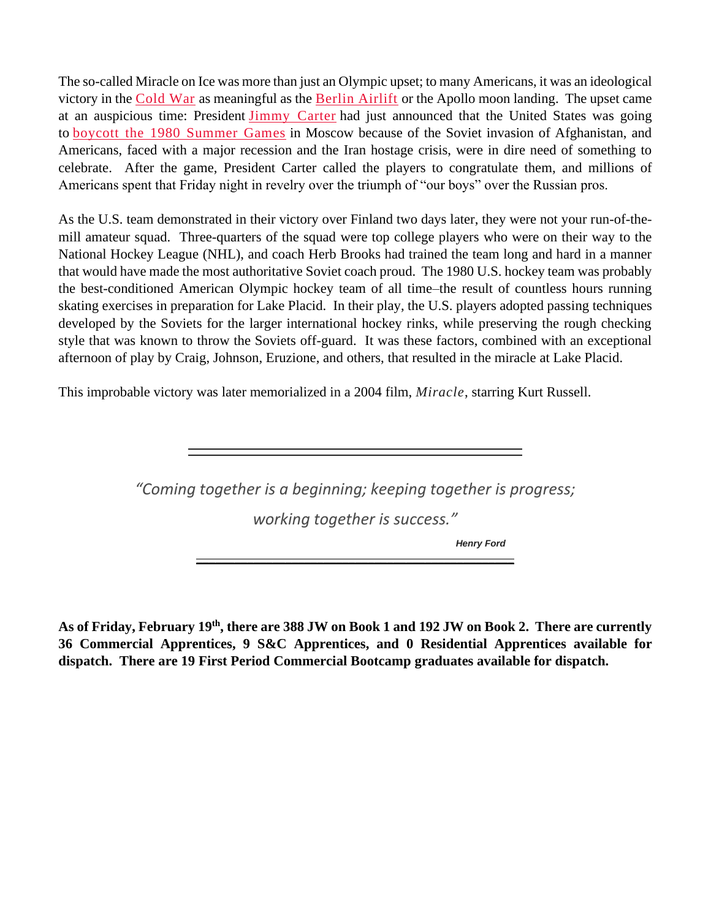The so-called Miracle on Ice was more than just an Olympic upset; to many Americans, it was an ideological victory in the Cold War as meaningful as the Berlin Airlift or the Apollo moon landing. The upset came at an auspicious time: President Jimmy Carter had just announced that the United States was going to boycott the 1980 Summer Games in Moscow because of the Soviet invasion of Afghanistan, and Americans, faced with a major recession and the Iran hostage crisis, were in dire need of something to celebrate. After the game, President Carter called the players to congratulate them, and millions of Americans spent that Friday night in revelry over the triumph of "our boys" over the Russian pros.

As the U.S. team demonstrated in their victory over Finland two days later, they were not your run-of-the-mill amateur squad. Three-quarters of the squad were top college players who were on their way to the National Hockey League (NHL), and coach Herb Brooks had trained the team long and hard in a manner that would have made the most authoritative Soviet coach proud. The 1980 U.S. hockey team was probably the best-conditioned American Olympic hockey team of all time–the result of countless hours running skating exercises in preparation for Lake Placid. In their play, the U.S. players adopted passing techniques developed by the Soviets for the larger international hockey rinks, while preserving the rough checking style that was known to throw the Soviets off-guard. It was these factors, combined with an exceptional afternoon of play by Craig, Johnson, Eruzione, and others, that resulted in the miracle at Lake Placid.

This improbable victory was later memorialized in a 2004 film, *Miracle*, starring Kurt Russell.

---

*"Coming together is a beginning; keeping together is progress;*

*working together is success."*

***Henry Ford***

---

**As of Friday, February 19th, there are 388 JW on Book 1 and 192 JW on Book 2. There are currently 36 Commercial Apprentices, 9 S&C Apprentices, and 0 Residential Apprentices available for dispatch. There are 19 First Period Commercial Bootcamp graduates available for dispatch.**